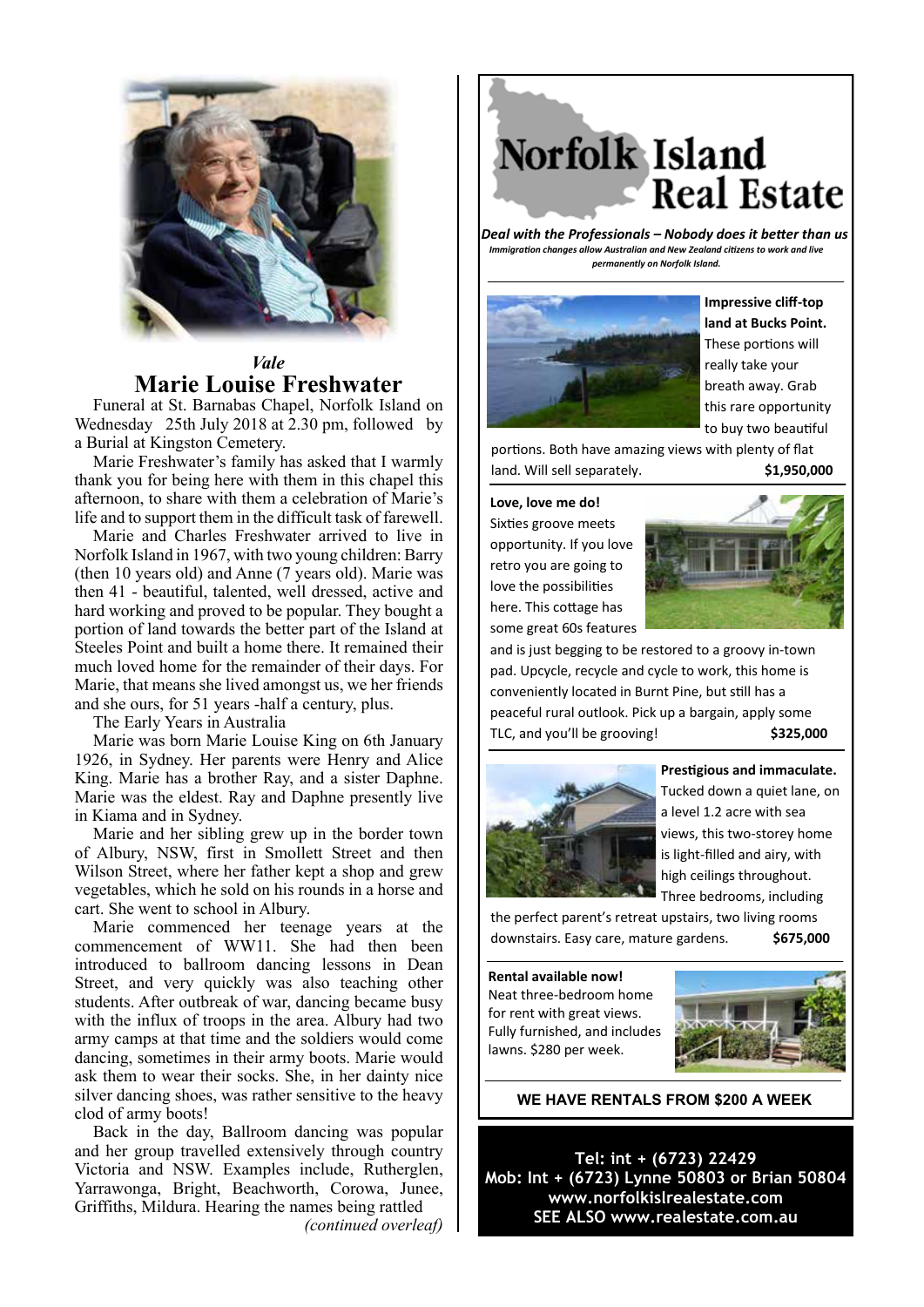*Vale*

# Marie Louise Freshwater

Funeral at St. Barnabas Chapel, Norfolk Island on Wednesday 25th July 2018 at 2.30 pm, followed by a Burial at Kingston Cemetery.

Marie Freshwater's family has asked that I warmly thank you for being here with them in this chapel this afternoon, to share with them a celebration of Marie's life and to support them in the difficult task of farewell.

Marie and Charles Freshwater arrived to live in Norfolk Island in 1967, with two young children: Barry (then 10 years old) and Anne (7 years old). Marie was then 41 - beautiful, talented, well dressed, active and hard working and proved to be popular. They bought a portion of land towards the better part of the Island at Steeles Point and built a home there. It remained their much loved home for the remainder of their days. For Marie, that means she lived amongst us, we her friends and she ours, for 51 years -half a century, plus.

The Early Years in Australia

Marie was born Marie Louise King on 6th January 1926, in Sydney. Her parents were Henry and Alice King. Marie has a brother Ray, and a sister Daphne. Marie was the eldest. Ray and Daphne presently live in Kiama and in Sydney.

Marie and her sibling grew up in the border town of Albury, NSW, first in Smollett Street and then Wilson Street, where her father kept a shop and grew vegetables, which he sold on his rounds in a horse and cart. She went to school in Albury.

Marie commenced her teenage years at the commencement of WW11. She had then been introduced to ballroom dancing lessons in Dean Street, and very quickly was also teaching other students. After outbreak of war, dancing became busy with the influx of troops in the area. Albury had two army camps at that time and the soldiers would come dancing, sometimes in their army boots. Marie would ask them to wear their socks. She, in her dainty nice silver dancing shoes, was rather sensitive to the heavy clod of army boots!

Back in the day, Ballroom dancing was popular and her group travelled extensively through country Victoria and NSW. Examples include, Rutherglen, Yarrawonga, Bright, Beachworth, Corowa, Junee, Griffiths, Mildura. Hearing the names being rattled

*(continued overleaf)*

# Norfolk Island Real Estate

***Deal with the Professionals – Nobody does it better than us***

***Immigration changes allow Australian and New Zealand citizens to work and live permanently on Norfolk Island.***

---

**Impressive cliff-top land at Bucks Point.** These portions will really take your breath away. Grab this rare opportunity to buy two beautiful portions. Both have amazing views with plenty of flat land. Will sell separately. **$1,950,000**

**Love, love me do!**
Sixties groove meets opportunity. If you love retro you are going to love the possibilities here. This cottage has some great 60s features and is just begging to be restored to a groovy in-town pad. Upcycle, recycle and cycle to work, this home is conveniently located in Burnt Pine, but still has a peaceful rural outlook. Pick up a bargain, apply some TLC, and you'll be grooving! **$325,000**

**Prestigious and immaculate.** Tucked down a quiet lane, on a level 1.2 acre with sea views, this two-storey home is light-filled and airy, with high ceilings throughout. Three bedrooms, including the perfect parent's retreat upstairs, two living rooms downstairs. Easy care, mature gardens. **$675,000**

**Rental available now!**
Neat three-bedroom home for rent with great views. Fully furnished, and includes lawns. $280 per week.

**WE HAVE RENTALS FROM $200 A WEEK**

**Tel: int + (6723) 22429**
**Mob: Int + (6723) Lynne 50803 or Brian 50804**
**www.norfolkislrealestate.com**
**SEE ALSO www.realestate.com.au**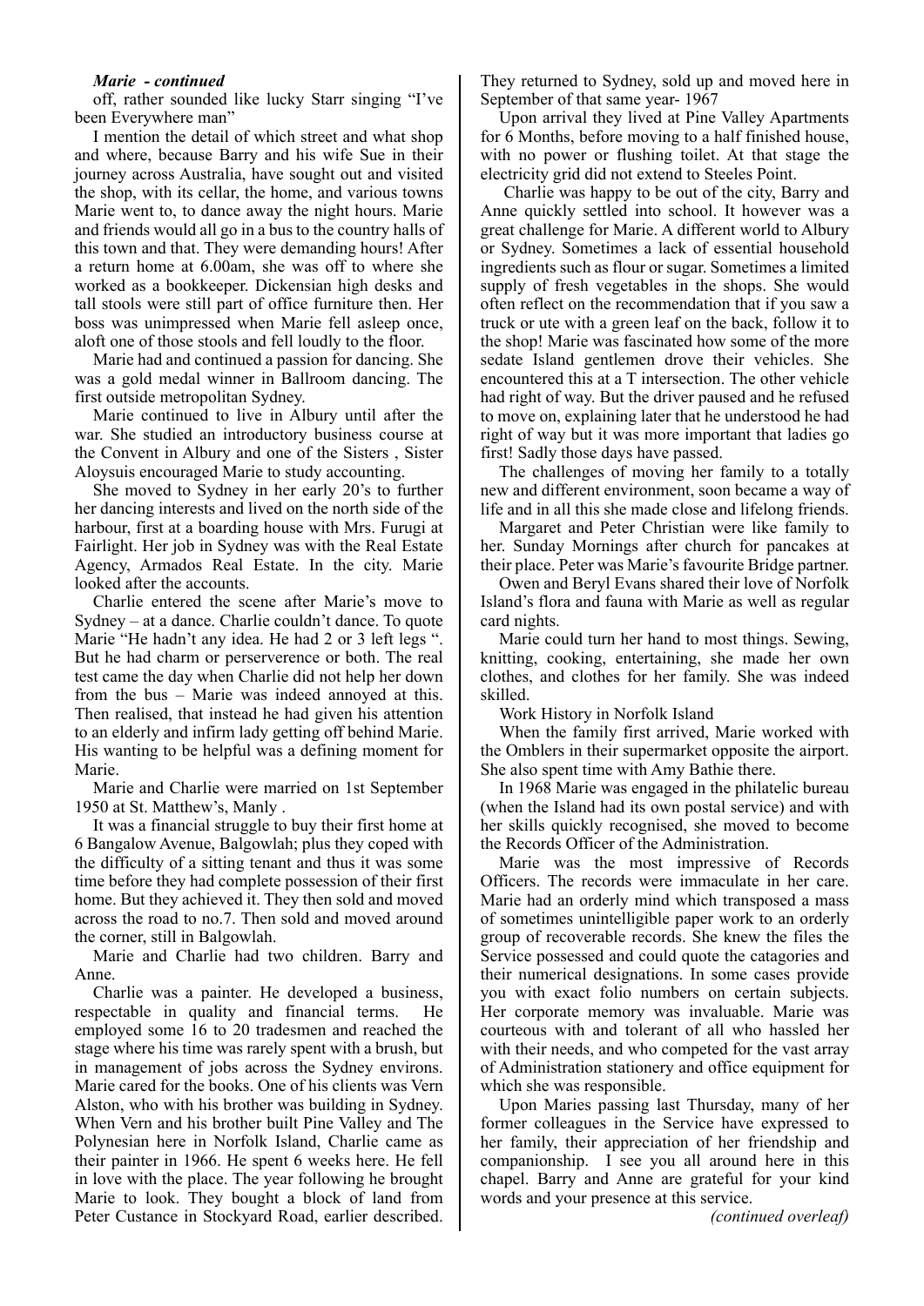***Marie - continued***

off, rather sounded like lucky Starr singing "I've been Everywhere man"

I mention the detail of which street and what shop and where, because Barry and his wife Sue in their journey across Australia, have sought out and visited the shop, with its cellar, the home, and various towns Marie went to, to dance away the night hours. Marie and friends would all go in a bus to the country halls of this town and that. They were demanding hours! After a return home at 6.00am, she was off to where she worked as a bookkeeper. Dickensian high desks and tall stools were still part of office furniture then. Her boss was unimpressed when Marie fell asleep once, aloft one of those stools and fell loudly to the floor.

Marie had and continued a passion for dancing. She was a gold medal winner in Ballroom dancing. The first outside metropolitan Sydney.

Marie continued to live in Albury until after the war. She studied an introductory business course at the Convent in Albury and one of the Sisters , Sister Aloysuis encouraged Marie to study accounting.

She moved to Sydney in her early 20's to further her dancing interests and lived on the north side of the harbour, first at a boarding house with Mrs. Furugi at Fairlight. Her job in Sydney was with the Real Estate Agency, Armados Real Estate. In the city. Marie looked after the accounts.

Charlie entered the scene after Marie's move to Sydney – at a dance. Charlie couldn't dance. To quote Marie "He hadn't any idea. He had 2 or 3 left legs ". But he had charm or perserverence or both. The real test came the day when Charlie did not help her down from the bus – Marie was indeed annoyed at this. Then realised, that instead he had given his attention to an elderly and infirm lady getting off behind Marie. His wanting to be helpful was a defining moment for Marie.

Marie and Charlie were married on 1st September 1950 at St. Matthew's, Manly .

It was a financial struggle to buy their first home at 6 Bangalow Avenue, Balgowlah; plus they coped with the difficulty of a sitting tenant and thus it was some time before they had complete possession of their first home. But they achieved it. They then sold and moved across the road to no.7. Then sold and moved around the corner, still in Balgowlah.

Marie and Charlie had two children. Barry and Anne.

Charlie was a painter. He developed a business, respectable in quality and financial terms. He employed some 16 to 20 tradesmen and reached the stage where his time was rarely spent with a brush, but in management of jobs across the Sydney environs. Marie cared for the books. One of his clients was Vern Alston, who with his brother was building in Sydney. When Vern and his brother built Pine Valley and The Polynesian here in Norfolk Island, Charlie came as their painter in 1966. He spent 6 weeks here. He fell in love with the place. The year following he brought Marie to look. They bought a block of land from Peter Custance in Stockyard Road, earlier described. They returned to Sydney, sold up and moved here in September of that same year- 1967

Upon arrival they lived at Pine Valley Apartments for 6 Months, before moving to a half finished house, with no power or flushing toilet. At that stage the electricity grid did not extend to Steeles Point.

Charlie was happy to be out of the city, Barry and Anne quickly settled into school. It however was a great challenge for Marie. A different world to Albury or Sydney. Sometimes a lack of essential household ingredients such as flour or sugar. Sometimes a limited supply of fresh vegetables in the shops. She would often reflect on the recommendation that if you saw a truck or ute with a green leaf on the back, follow it to the shop! Marie was fascinated how some of the more sedate Island gentlemen drove their vehicles. She encountered this at a T intersection. The other vehicle had right of way. But the driver paused and he refused to move on, explaining later that he understood he had right of way but it was more important that ladies go first! Sadly those days have passed.

The challenges of moving her family to a totally new and different environment, soon became a way of life and in all this she made close and lifelong friends.

Margaret and Peter Christian were like family to her. Sunday Mornings after church for pancakes at their place. Peter was Marie's favourite Bridge partner.

Owen and Beryl Evans shared their love of Norfolk Island's flora and fauna with Marie as well as regular card nights.

Marie could turn her hand to most things. Sewing, knitting, cooking, entertaining, she made her own clothes, and clothes for her family. She was indeed skilled.

Work History in Norfolk Island

When the family first arrived, Marie worked with the Omblers in their supermarket opposite the airport. She also spent time with Amy Bathie there.

In 1968 Marie was engaged in the philatelic bureau (when the Island had its own postal service) and with her skills quickly recognised, she moved to become the Records Officer of the Administration.

Marie was the most impressive of Records Officers. The records were immaculate in her care. Marie had an orderly mind which transposed a mass of sometimes unintelligible paper work to an orderly group of recoverable records. She knew the files the Service possessed and could quote the catagories and their numerical designations. In some cases provide you with exact folio numbers on certain subjects. Her corporate memory was invaluable. Marie was courteous with and tolerant of all who hassled her with their needs, and who competed for the vast array of Administration stationery and office equipment for which she was responsible.

Upon Maries passing last Thursday, many of her former colleagues in the Service have expressed to her family, their appreciation of her friendship and companionship. I see you all around here in this chapel. Barry and Anne are grateful for your kind words and your presence at this service.

*(continued overleaf)*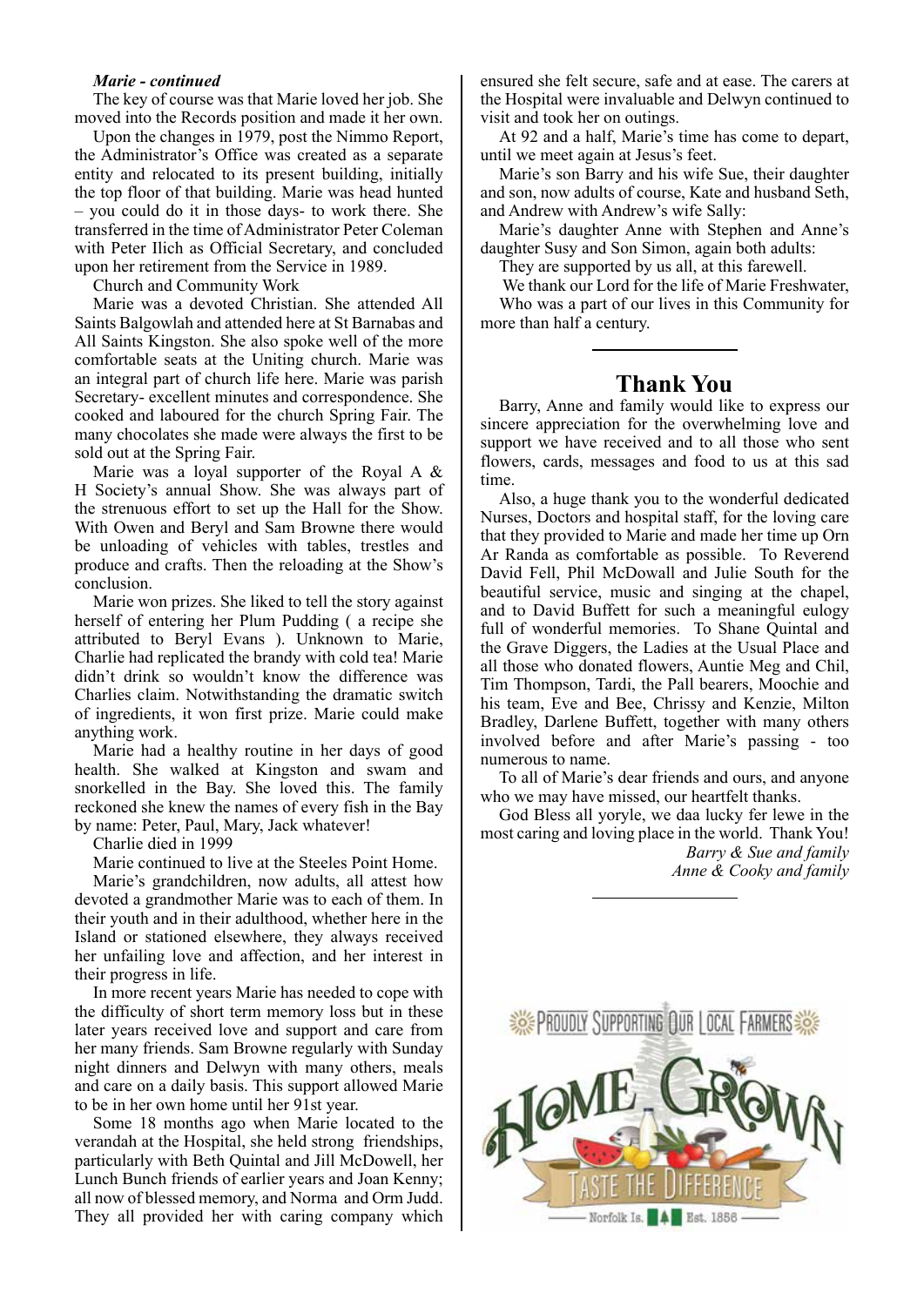***Marie - continued***

The key of course was that Marie loved her job. She moved into the Records position and made it her own.

Upon the changes in 1979, post the Nimmo Report, the Administrator's Office was created as a separate entity and relocated to its present building, initially the top floor of that building. Marie was head hunted – you could do it in those days- to work there. She transferred in the time of Administrator Peter Coleman with Peter Ilich as Official Secretary, and concluded upon her retirement from the Service in 1989.

Church and Community Work

Marie was a devoted Christian. She attended All Saints Balgowlah and attended here at St Barnabas and All Saints Kingston. She also spoke well of the more comfortable seats at the Uniting church. Marie was an integral part of church life here. Marie was parish Secretary- excellent minutes and correspondence. She cooked and laboured for the church Spring Fair. The many chocolates she made were always the first to be sold out at the Spring Fair.

Marie was a loyal supporter of the Royal A & H Society's annual Show. She was always part of the strenuous effort to set up the Hall for the Show. With Owen and Beryl and Sam Browne there would be unloading of vehicles with tables, trestles and produce and crafts. Then the reloading at the Show's conclusion.

Marie won prizes. She liked to tell the story against herself of entering her Plum Pudding ( a recipe she attributed to Beryl Evans ). Unknown to Marie, Charlie had replicated the brandy with cold tea! Marie didn't drink so wouldn't know the difference was Charlies claim. Notwithstanding the dramatic switch of ingredients, it won first prize. Marie could make anything work.

Marie had a healthy routine in her days of good health. She walked at Kingston and swam and snorkelled in the Bay. She loved this. The family reckoned she knew the names of every fish in the Bay by name: Peter, Paul, Mary, Jack whatever!

Charlie died in 1999

Marie continued to live at the Steeles Point Home.

Marie's grandchildren, now adults, all attest how devoted a grandmother Marie was to each of them. In their youth and in their adulthood, whether here in the Island or stationed elsewhere, they always received her unfailing love and affection, and her interest in their progress in life.

In more recent years Marie has needed to cope with the difficulty of short term memory loss but in these later years received love and support and care from her many friends. Sam Browne regularly with Sunday night dinners and Delwyn with many others, meals and care on a daily basis. This support allowed Marie to be in her own home until her 91st year.

Some 18 months ago when Marie located to the verandah at the Hospital, she held strong friendships, particularly with Beth Quintal and Jill McDowell, her Lunch Bunch friends of earlier years and Joan Kenny; all now of blessed memory, and Norma and Orm Judd. They all provided her with caring company which ensured she felt secure, safe and at ease. The carers at the Hospital were invaluable and Delwyn continued to visit and took her on outings.

At 92 and a half, Marie's time has come to depart, until we meet again at Jesus's feet.

Marie's son Barry and his wife Sue, their daughter and son, now adults of course, Kate and husband Seth, and Andrew with Andrew's wife Sally:

Marie's daughter Anne with Stephen and Anne's daughter Susy and Son Simon, again both adults:

They are supported by us all, at this farewell.

We thank our Lord for the life of Marie Freshwater,

Who was a part of our lives in this Community for more than half a century.

---

## Thank You

Barry, Anne and family would like to express our sincere appreciation for the overwhelming love and support we have received and to all those who sent flowers, cards, messages and food to us at this sad time.

Also, a huge thank you to the wonderful dedicated Nurses, Doctors and hospital staff, for the loving care that they provided to Marie and made her time up Orn Ar Randa as comfortable as possible. To Reverend David Fell, Phil McDowall and Julie South for the beautiful service, music and singing at the chapel, and to David Buffett for such a meaningful eulogy full of wonderful memories. To Shane Quintal and the Grave Diggers, the Ladies at the Usual Place and all those who donated flowers, Auntie Meg and Chil, Tim Thompson, Tardi, the Pall bearers, Moochie and his team, Eve and Bee, Chrissy and Kenzie, Milton Bradley, Darlene Buffett, together with many others involved before and after Marie's passing - too numerous to name.

To all of Marie's dear friends and ours, and anyone who we may have missed, our heartfelt thanks.

God Bless all yoryle, we daa lucky fer lewe in the most caring and loving place in the world. Thank You!

*Barry & Sue and family*
*Anne & Cooky and family*

---

PROUDLY SUPPORTING OUR LOCAL FARMERS

HOME GROWN

TASTE THE DIFFERENCE

Norfolk Is. Est. 1856